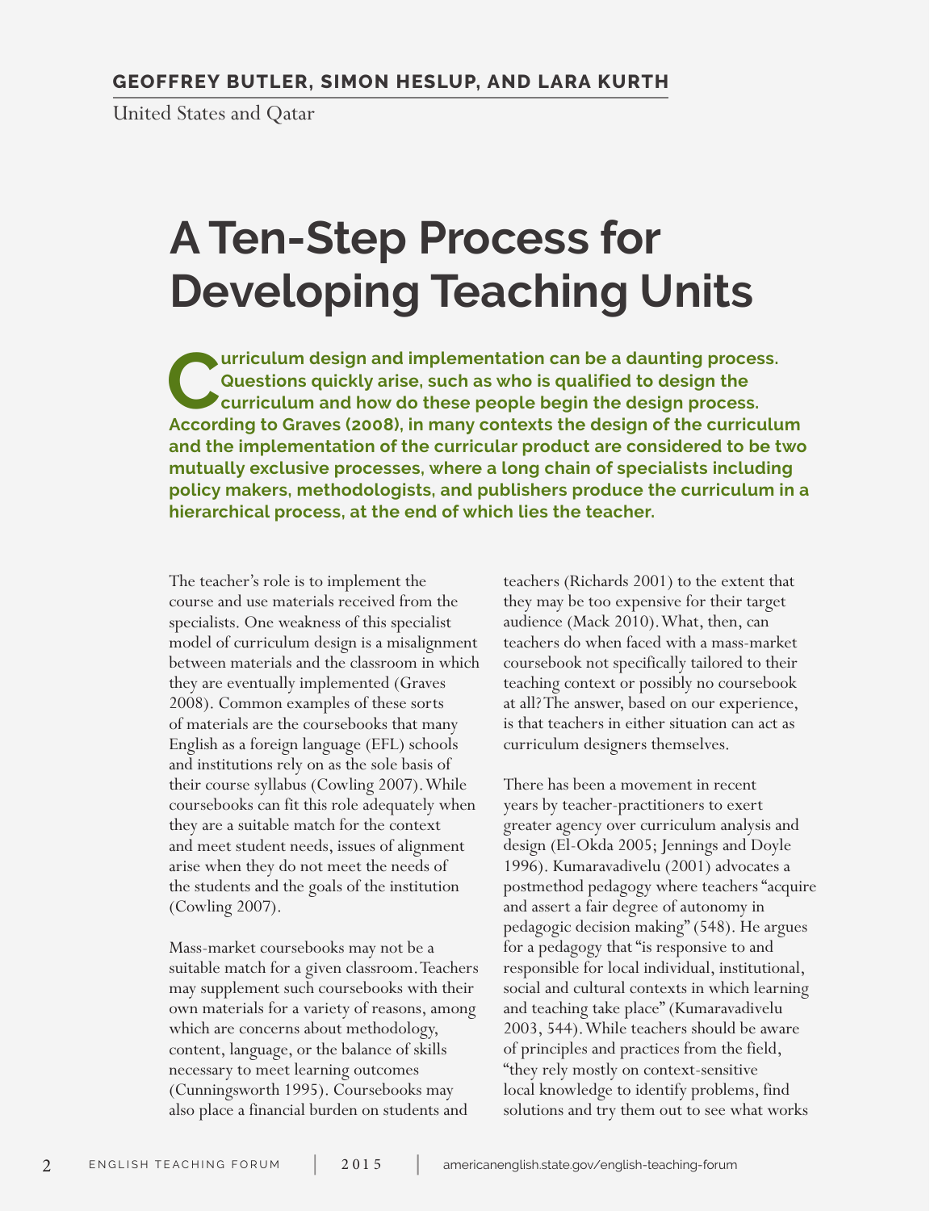**GEOFFREY BUTLER, SIMON HESLUP, AND LARA KURTH**

United States and Qatar

# A Ten-Step Process for Developing Teaching Units

**Curriculum design and implementation can be a daunting process. Questions quickly arise, such as who is qualified to design the curriculum and how do these people begin the design process. According to Graves (2008), in many contexts the design of the curriculum and the implementation of the curricular product are considered to be two mutually exclusive processes, where a long chain of specialists including policy makers, methodologists, and publishers produce the curriculum in a hierarchical process, at the end of which lies the teacher.**

The teacher's role is to implement the course and use materials received from the specialists. One weakness of this specialist model of curriculum design is a misalignment between materials and the classroom in which they are eventually implemented (Graves 2008). Common examples of these sorts of materials are the coursebooks that many English as a foreign language (EFL) schools and institutions rely on as the sole basis of their course syllabus (Cowling 2007). While coursebooks can fit this role adequately when they are a suitable match for the context and meet student needs, issues of alignment arise when they do not meet the needs of the students and the goals of the institution (Cowling 2007).

Mass-market coursebooks may not be a suitable match for a given classroom. Teachers may supplement such coursebooks with their own materials for a variety of reasons, among which are concerns about methodology, content, language, or the balance of skills necessary to meet learning outcomes (Cunningsworth 1995). Coursebooks may also place a financial burden on students and teachers (Richards 2001) to the extent that they may be too expensive for their target audience (Mack 2010). What, then, can teachers do when faced with a mass-market coursebook not specifically tailored to their teaching context or possibly no coursebook at all? The answer, based on our experience, is that teachers in either situation can act as curriculum designers themselves.

There has been a movement in recent years by teacher-practitioners to exert greater agency over curriculum analysis and design (El-Okda 2005; Jennings and Doyle 1996). Kumaravadivelu (2001) advocates a postmethod pedagogy where teachers "acquire and assert a fair degree of autonomy in pedagogic decision making" (548). He argues for a pedagogy that "is responsive to and responsible for local individual, institutional, social and cultural contexts in which learning and teaching take place" (Kumaravadivelu 2003, 544). While teachers should be aware of principles and practices from the field, "they rely mostly on context-sensitive local knowledge to identify problems, find solutions and try them out to see what works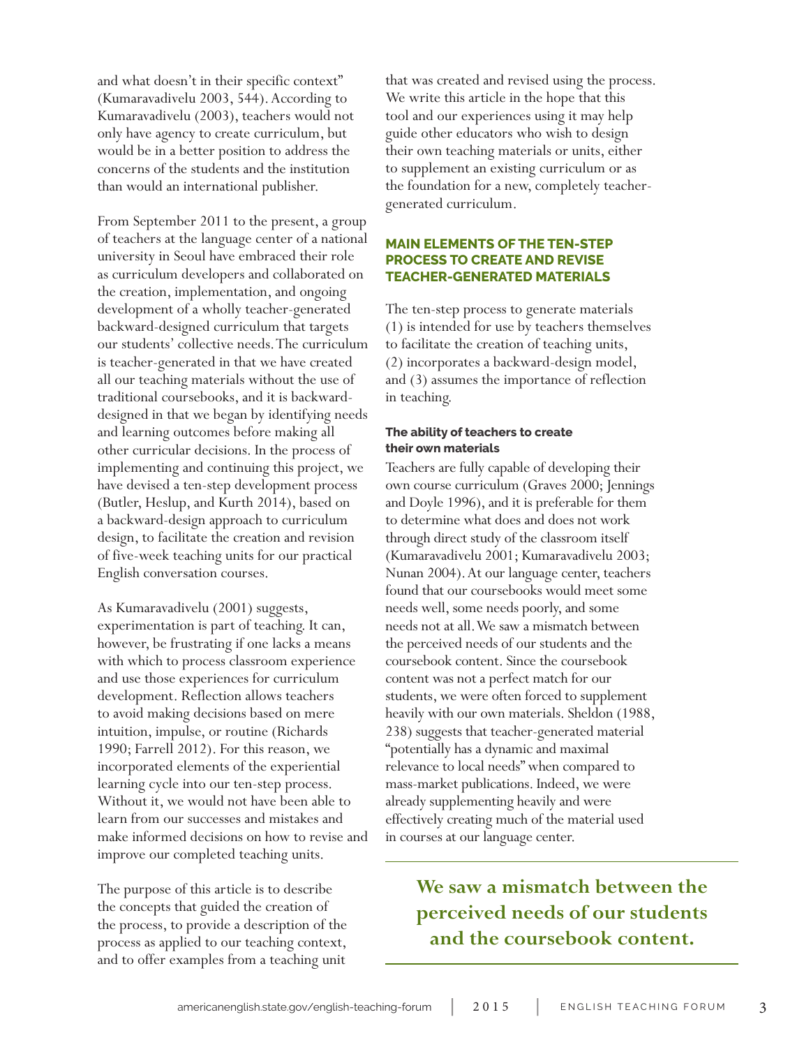and what doesn't in their specific context" (Kumaravadivelu 2003, 544). According to Kumaravadivelu (2003), teachers would not only have agency to create curriculum, but would be in a better position to address the concerns of the students and the institution than would an international publisher.

From September 2011 to the present, a group of teachers at the language center of a national university in Seoul have embraced their role as curriculum developers and collaborated on the creation, implementation, and ongoing development of a wholly teacher-generated backward-designed curriculum that targets our students' collective needs. The curriculum is teacher-generated in that we have created all our teaching materials without the use of traditional coursebooks, and it is backward-designed in that we began by identifying needs and learning outcomes before making all other curricular decisions. In the process of implementing and continuing this project, we have devised a ten-step development process (Butler, Heslup, and Kurth 2014), based on a backward-design approach to curriculum design, to facilitate the creation and revision of five-week teaching units for our practical English conversation courses.

As Kumaravadivelu (2001) suggests, experimentation is part of teaching. It can, however, be frustrating if one lacks a means with which to process classroom experience and use those experiences for curriculum development. Reflection allows teachers to avoid making decisions based on mere intuition, impulse, or routine (Richards 1990; Farrell 2012). For this reason, we incorporated elements of the experiential learning cycle into our ten-step process. Without it, we would not have been able to learn from our successes and mistakes and make informed decisions on how to revise and improve our completed teaching units.

The purpose of this article is to describe the concepts that guided the creation of the process, to provide a description of the process as applied to our teaching context, and to offer examples from a teaching unit that was created and revised using the process. We write this article in the hope that this tool and our experiences using it may help guide other educators who wish to design their own teaching materials or units, either to supplement an existing curriculum or as the foundation for a new, completely teacher-generated curriculum.

## MAIN ELEMENTS OF THE TEN-STEP PROCESS TO CREATE AND REVISE TEACHER-GENERATED MATERIALS

The ten-step process to generate materials (1) is intended for use by teachers themselves to facilitate the creation of teaching units, (2) incorporates a backward-design model, and (3) assumes the importance of reflection in teaching.

### The ability of teachers to create their own materials

Teachers are fully capable of developing their own course curriculum (Graves 2000; Jennings and Doyle 1996), and it is preferable for them to determine what does and does not work through direct study of the classroom itself (Kumaravadivelu 2001; Kumaravadivelu 2003; Nunan 2004). At our language center, teachers found that our coursebooks would meet some needs well, some needs poorly, and some needs not at all. We saw a mismatch between the perceived needs of our students and the coursebook content. Since the coursebook content was not a perfect match for our students, we were often forced to supplement heavily with our own materials. Sheldon (1988, 238) suggests that teacher-generated material "potentially has a dynamic and maximal relevance to local needs" when compared to mass-market publications. Indeed, we were already supplementing heavily and were effectively creating much of the material used in courses at our language center.

**We saw a mismatch between the perceived needs of our students and the coursebook content.**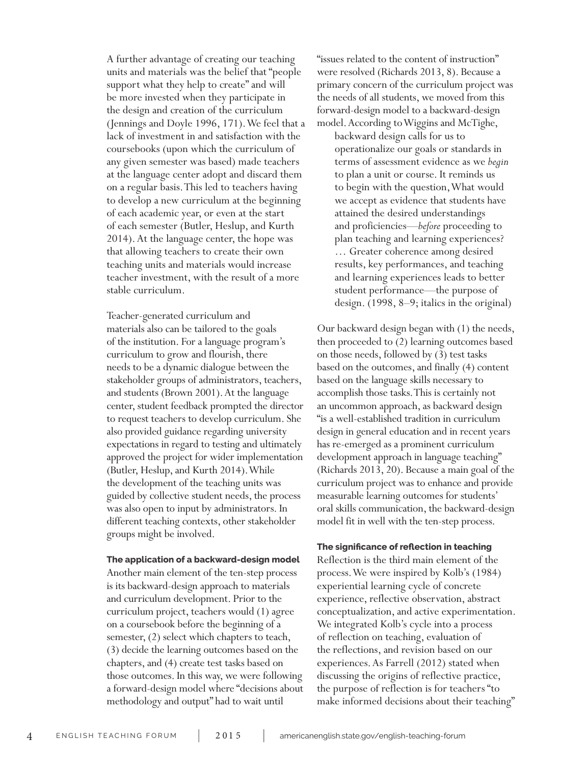A further advantage of creating our teaching units and materials was the belief that "people support what they help to create" and will be more invested when they participate in the design and creation of the curriculum (Jennings and Doyle 1996, 171). We feel that a lack of investment in and satisfaction with the coursebooks (upon which the curriculum of any given semester was based) made teachers at the language center adopt and discard them on a regular basis. This led to teachers having to develop a new curriculum at the beginning of each academic year, or even at the start of each semester (Butler, Heslup, and Kurth 2014). At the language center, the hope was that allowing teachers to create their own teaching units and materials would increase teacher investment, with the result of a more stable curriculum.

Teacher-generated curriculum and materials also can be tailored to the goals of the institution. For a language program's curriculum to grow and flourish, there needs to be a dynamic dialogue between the stakeholder groups of administrators, teachers, and students (Brown 2001). At the language center, student feedback prompted the director to request teachers to develop curriculum. She also provided guidance regarding university expectations in regard to testing and ultimately approved the project for wider implementation (Butler, Heslup, and Kurth 2014). While the development of the teaching units was guided by collective student needs, the process was also open to input by administrators. In different teaching contexts, other stakeholder groups might be involved.

**The application of a backward-design model**

Another main element of the ten-step process is its backward-design approach to materials and curriculum development. Prior to the curriculum project, teachers would (1) agree on a coursebook before the beginning of a semester, (2) select which chapters to teach, (3) decide the learning outcomes based on the chapters, and (4) create test tasks based on those outcomes. In this way, we were following a forward-design model where "decisions about methodology and output" had to wait until "issues related to the content of instruction" were resolved (Richards 2013, 8). Because a primary concern of the curriculum project was the needs of all students, we moved from this forward-design model to a backward-design model. According to Wiggins and McTighe,

> backward design calls for us to operationalize our goals or standards in terms of assessment evidence as we *begin* to plan a unit or course. It reminds us to begin with the question, What would we accept as evidence that students have attained the desired understandings and proficiencies—*before* proceeding to plan teaching and learning experiences? … Greater coherence among desired results, key performances, and teaching and learning experiences leads to better student performance—the purpose of design. (1998, 8–9; italics in the original)

Our backward design began with (1) the needs, then proceeded to (2) learning outcomes based on those needs, followed by (3) test tasks based on the outcomes, and finally (4) content based on the language skills necessary to accomplish those tasks. This is certainly not an uncommon approach, as backward design "is a well-established tradition in curriculum design in general education and in recent years has re-emerged as a prominent curriculum development approach in language teaching" (Richards 2013, 20). Because a main goal of the curriculum project was to enhance and provide measurable learning outcomes for students' oral skills communication, the backward-design model fit in well with the ten-step process.

**The significance of reflection in teaching**

Reflection is the third main element of the process. We were inspired by Kolb's (1984) experiential learning cycle of concrete experience, reflective observation, abstract conceptualization, and active experimentation. We integrated Kolb's cycle into a process of reflection on teaching, evaluation of the reflections, and revision based on our experiences. As Farrell (2012) stated when discussing the origins of reflective practice, the purpose of reflection is for teachers "to make informed decisions about their teaching"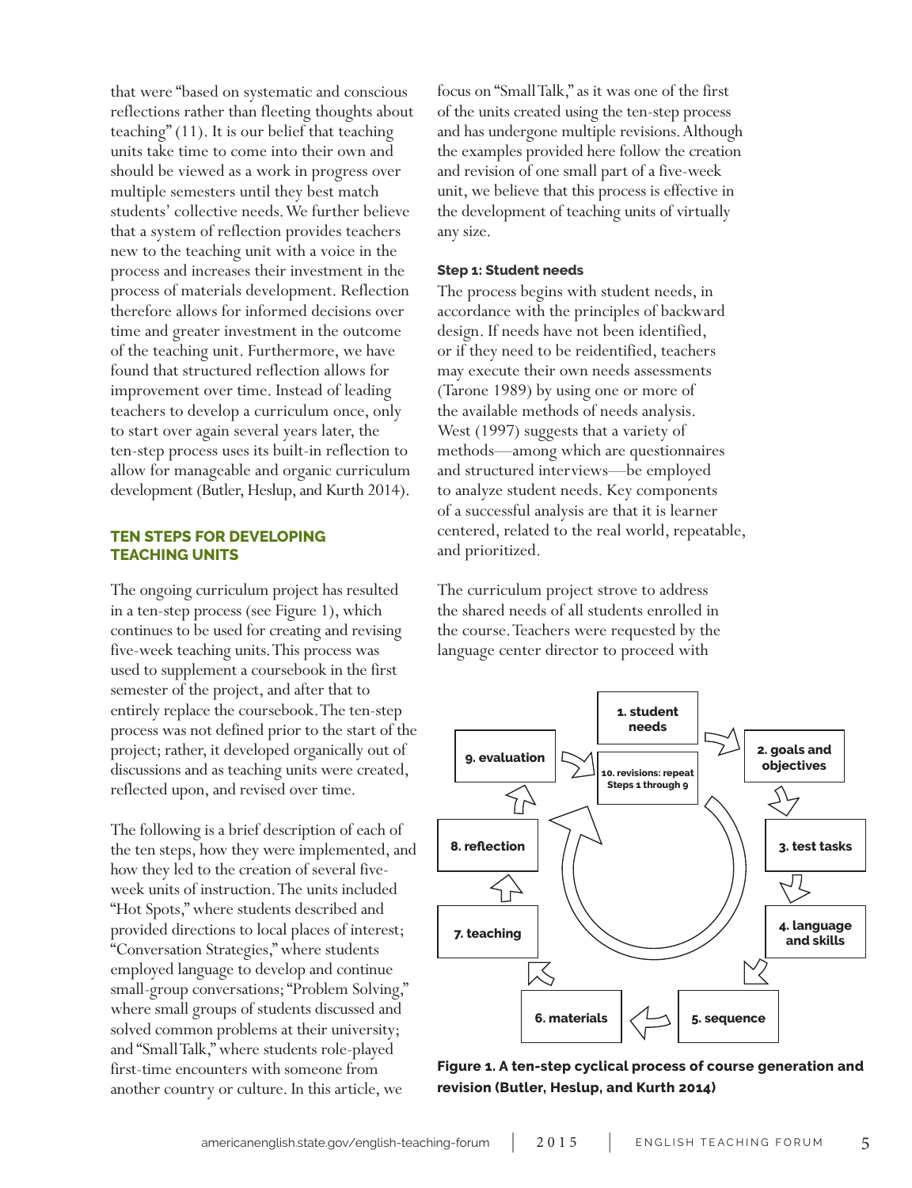that were "based on systematic and conscious reflections rather than fleeting thoughts about teaching" (11). It is our belief that teaching units take time to come into their own and should be viewed as a work in progress over multiple semesters until they best match students' collective needs. We further believe that a system of reflection provides teachers new to the teaching unit with a voice in the process and increases their investment in the process of materials development. Reflection therefore allows for informed decisions over time and greater investment in the outcome of the teaching unit. Furthermore, we have found that structured reflection allows for improvement over time. Instead of leading teachers to develop a curriculum once, only to start over again several years later, the ten-step process uses its built-in reflection to allow for manageable and organic curriculum development (Butler, Heslup, and Kurth 2014).

## TEN STEPS FOR DEVELOPING TEACHING UNITS

The ongoing curriculum project has resulted in a ten-step process (see Figure 1), which continues to be used for creating and revising five-week teaching units. This process was used to supplement a coursebook in the first semester of the project, and after that to entirely replace the coursebook. The ten-step process was not defined prior to the start of the project; rather, it developed organically out of discussions and as teaching units were created, reflected upon, and revised over time.

The following is a brief description of each of the ten steps, how they were implemented, and how they led to the creation of several five-week units of instruction. The units included "Hot Spots," where students described and provided directions to local places of interest; "Conversation Strategies," where students employed language to develop and continue small-group conversations; "Problem Solving," where small groups of students discussed and solved common problems at their university; and "Small Talk," where students role-played first-time encounters with someone from another country or culture. In this article, we focus on "Small Talk," as it was one of the first of the units created using the ten-step process and has undergone multiple revisions. Although the examples provided here follow the creation and revision of one small part of a five-week unit, we believe that this process is effective in the development of teaching units of virtually any size.

### Step 1: Student needs

The process begins with student needs, in accordance with the principles of backward design. If needs have not been identified, or if they need to be reidentified, teachers may execute their own needs assessments (Tarone 1989) by using one or more of the available methods of needs analysis. West (1997) suggests that a variety of methods—among which are questionnaires and structured interviews—be employed to analyze student needs. Key components of a successful analysis are that it is learner centered, related to the real world, repeatable, and prioritized.

The curriculum project strove to address the shared needs of all students enrolled in the course. Teachers were requested by the language center director to proceed with

1. student needs
2. goals and objectives
3. test tasks
4. language and skills
5. sequence
6. materials
7. teaching
8. reflection
9. evaluation
10. revisions: repeat Steps 1 through 9

**Figure 1. A ten-step cyclical process of course generation and revision (Butler, Heslup, and Kurth 2014)**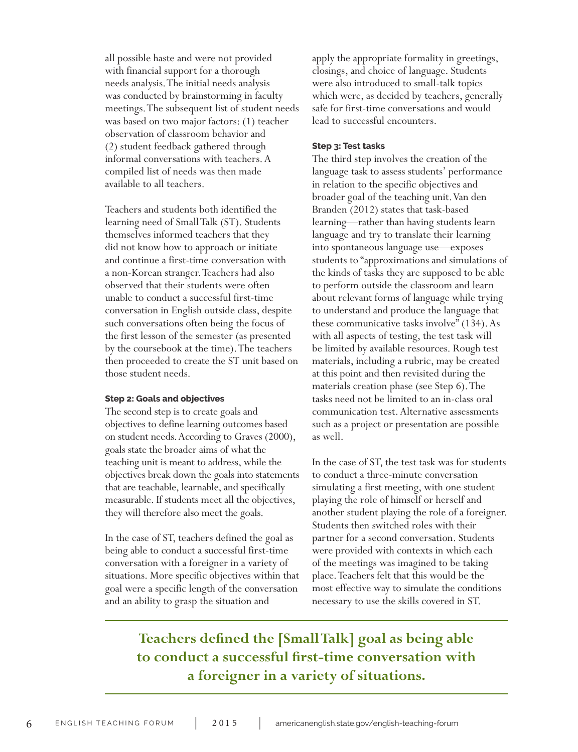all possible haste and were not provided with financial support for a thorough needs analysis. The initial needs analysis was conducted by brainstorming in faculty meetings. The subsequent list of student needs was based on two major factors: (1) teacher observation of classroom behavior and (2) student feedback gathered through informal conversations with teachers. A compiled list of needs was then made available to all teachers.

Teachers and students both identified the learning need of Small Talk (ST). Students themselves informed teachers that they did not know how to approach or initiate and continue a first-time conversation with a non-Korean stranger. Teachers had also observed that their students were often unable to conduct a successful first-time conversation in English outside class, despite such conversations often being the focus of the first lesson of the semester (as presented by the coursebook at the time). The teachers then proceeded to create the ST unit based on those student needs.

#### Step 2: Goals and objectives

The second step is to create goals and objectives to define learning outcomes based on student needs. According to Graves (2000), goals state the broader aims of what the teaching unit is meant to address, while the objectives break down the goals into statements that are teachable, learnable, and specifically measurable. If students meet all the objectives, they will therefore also meet the goals.

In the case of ST, teachers defined the goal as being able to conduct a successful first-time conversation with a foreigner in a variety of situations. More specific objectives within that goal were a specific length of the conversation and an ability to grasp the situation and apply the appropriate formality in greetings, closings, and choice of language. Students were also introduced to small-talk topics which were, as decided by teachers, generally safe for first-time conversations and would lead to successful encounters.

#### Step 3: Test tasks

The third step involves the creation of the language task to assess students' performance in relation to the specific objectives and broader goal of the teaching unit. Van den Branden (2012) states that task-based learning—rather than having students learn language and try to translate their learning into spontaneous language use—exposes students to "approximations and simulations of the kinds of tasks they are supposed to be able to perform outside the classroom and learn about relevant forms of language while trying to understand and produce the language that these communicative tasks involve" (134). As with all aspects of testing, the test task will be limited by available resources. Rough test materials, including a rubric, may be created at this point and then revisited during the materials creation phase (see Step 6). The tasks need not be limited to an in-class oral communication test. Alternative assessments such as a project or presentation are possible as well.

In the case of ST, the test task was for students to conduct a three-minute conversation simulating a first meeting, with one student playing the role of himself or herself and another student playing the role of a foreigner. Students then switched roles with their partner for a second conversation. Students were provided with contexts in which each of the meetings was imagined to be taking place. Teachers felt that this would be the most effective way to simulate the conditions necessary to use the skills covered in ST.

**Teachers defined the [Small Talk] goal as being able to conduct a successful first-time conversation with a foreigner in a variety of situations.**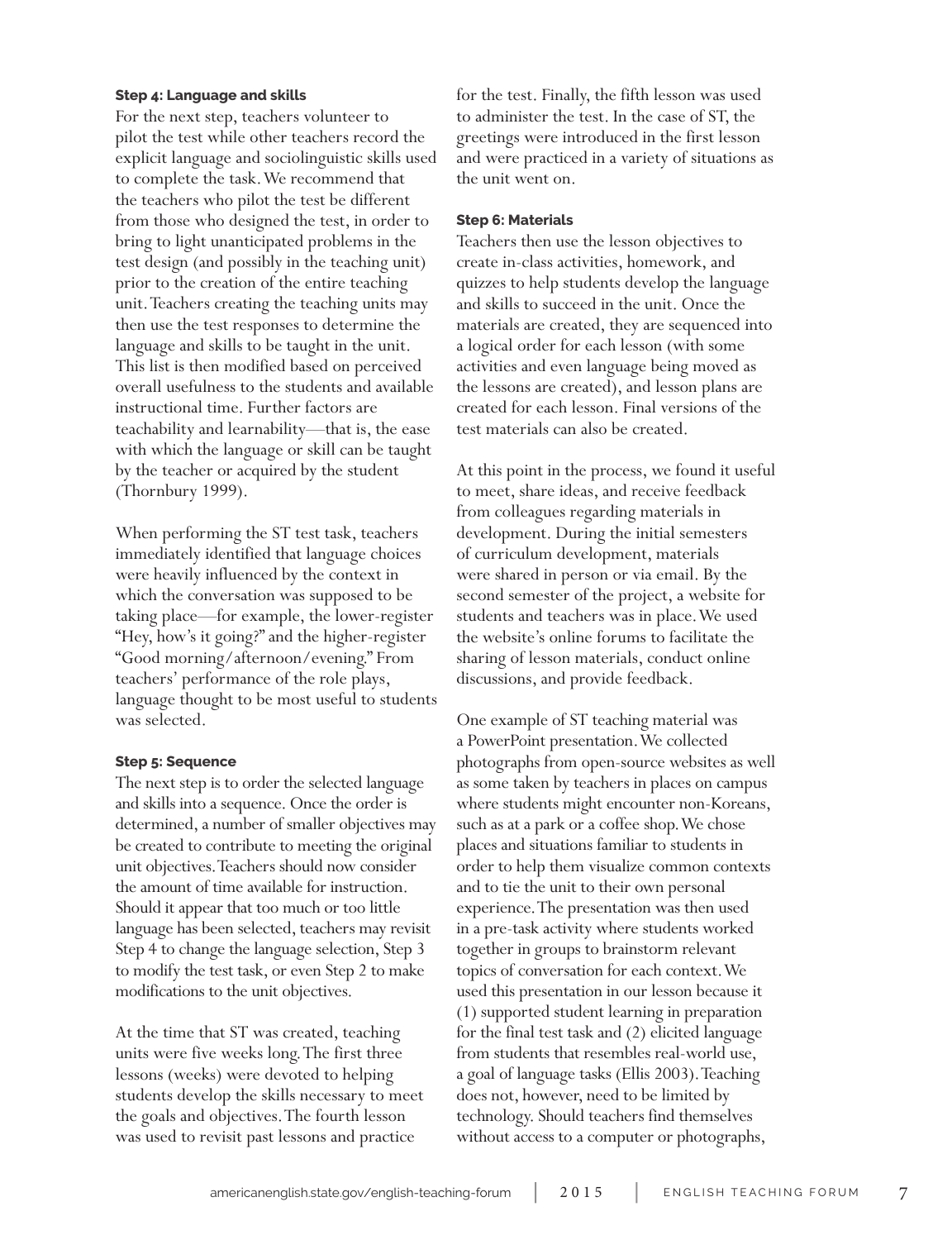### Step 4: Language and skills

For the next step, teachers volunteer to pilot the test while other teachers record the explicit language and sociolinguistic skills used to complete the task. We recommend that the teachers who pilot the test be different from those who designed the test, in order to bring to light unanticipated problems in the test design (and possibly in the teaching unit) prior to the creation of the entire teaching unit. Teachers creating the teaching units may then use the test responses to determine the language and skills to be taught in the unit. This list is then modified based on perceived overall usefulness to the students and available instructional time. Further factors are teachability and learnability—that is, the ease with which the language or skill can be taught by the teacher or acquired by the student (Thornbury 1999).

When performing the ST test task, teachers immediately identified that language choices were heavily influenced by the context in which the conversation was supposed to be taking place—for example, the lower-register "Hey, how's it going?" and the higher-register "Good morning/afternoon/evening." From teachers' performance of the role plays, language thought to be most useful to students was selected.

### Step 5: Sequence

The next step is to order the selected language and skills into a sequence. Once the order is determined, a number of smaller objectives may be created to contribute to meeting the original unit objectives. Teachers should now consider the amount of time available for instruction. Should it appear that too much or too little language has been selected, teachers may revisit Step 4 to change the language selection, Step 3 to modify the test task, or even Step 2 to make modifications to the unit objectives.

At the time that ST was created, teaching units were five weeks long. The first three lessons (weeks) were devoted to helping students develop the skills necessary to meet the goals and objectives. The fourth lesson was used to revisit past lessons and practice for the test. Finally, the fifth lesson was used to administer the test. In the case of ST, the greetings were introduced in the first lesson and were practiced in a variety of situations as the unit went on.

### Step 6: Materials

Teachers then use the lesson objectives to create in-class activities, homework, and quizzes to help students develop the language and skills to succeed in the unit. Once the materials are created, they are sequenced into a logical order for each lesson (with some activities and even language being moved as the lessons are created), and lesson plans are created for each lesson. Final versions of the test materials can also be created.

At this point in the process, we found it useful to meet, share ideas, and receive feedback from colleagues regarding materials in development. During the initial semesters of curriculum development, materials were shared in person or via email. By the second semester of the project, a website for students and teachers was in place. We used the website's online forums to facilitate the sharing of lesson materials, conduct online discussions, and provide feedback.

One example of ST teaching material was a PowerPoint presentation. We collected photographs from open-source websites as well as some taken by teachers in places on campus where students might encounter non-Koreans, such as at a park or a coffee shop. We chose places and situations familiar to students in order to help them visualize common contexts and to tie the unit to their own personal experience. The presentation was then used in a pre-task activity where students worked together in groups to brainstorm relevant topics of conversation for each context. We used this presentation in our lesson because it (1) supported student learning in preparation for the final test task and (2) elicited language from students that resembles real-world use, a goal of language tasks (Ellis 2003). Teaching does not, however, need to be limited by technology. Should teachers find themselves without access to a computer or photographs,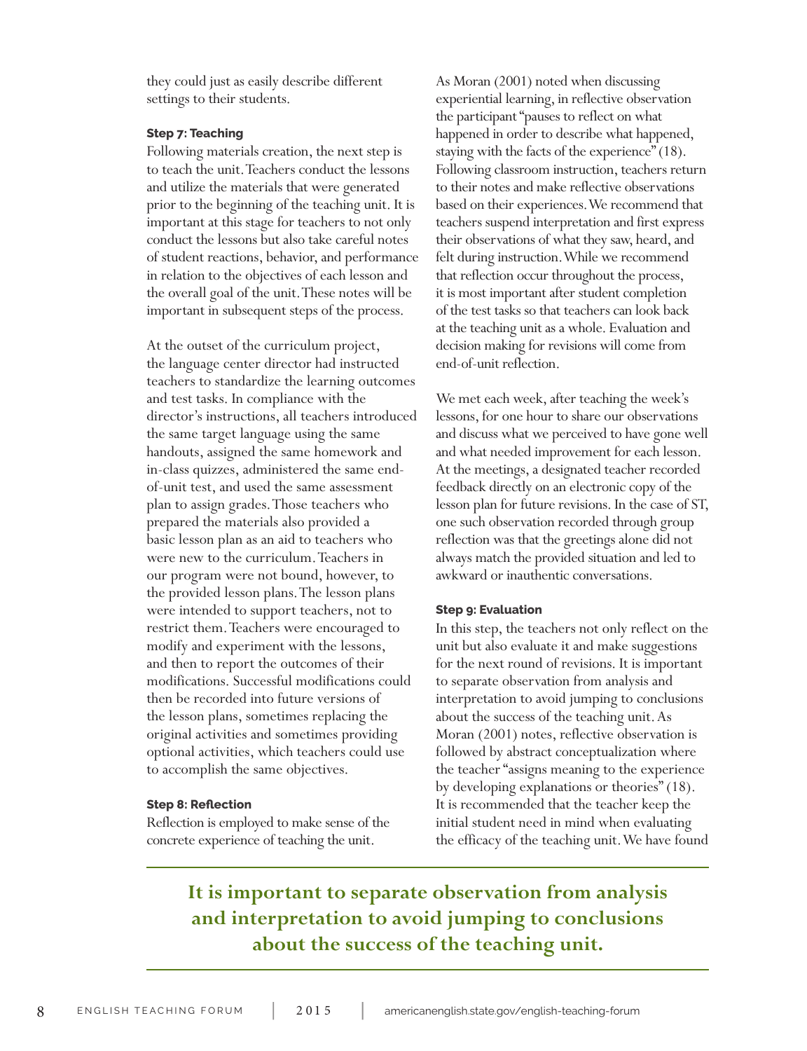they could just as easily describe different settings to their students.

#### Step 7: Teaching

Following materials creation, the next step is to teach the unit. Teachers conduct the lessons and utilize the materials that were generated prior to the beginning of the teaching unit. It is important at this stage for teachers to not only conduct the lessons but also take careful notes of student reactions, behavior, and performance in relation to the objectives of each lesson and the overall goal of the unit. These notes will be important in subsequent steps of the process.

At the outset of the curriculum project, the language center director had instructed teachers to standardize the learning outcomes and test tasks. In compliance with the director's instructions, all teachers introduced the same target language using the same handouts, assigned the same homework and in-class quizzes, administered the same end-of-unit test, and used the same assessment plan to assign grades. Those teachers who prepared the materials also provided a basic lesson plan as an aid to teachers who were new to the curriculum. Teachers in our program were not bound, however, to the provided lesson plans. The lesson plans were intended to support teachers, not to restrict them. Teachers were encouraged to modify and experiment with the lessons, and then to report the outcomes of their modifications. Successful modifications could then be recorded into future versions of the lesson plans, sometimes replacing the original activities and sometimes providing optional activities, which teachers could use to accomplish the same objectives.

#### Step 8: Reflection

Reflection is employed to make sense of the concrete experience of teaching the unit. As Moran (2001) noted when discussing experiential learning, in reflective observation the participant "pauses to reflect on what happened in order to describe what happened, staying with the facts of the experience" (18). Following classroom instruction, teachers return to their notes and make reflective observations based on their experiences. We recommend that teachers suspend interpretation and first express their observations of what they saw, heard, and felt during instruction. While we recommend that reflection occur throughout the process, it is most important after student completion of the test tasks so that teachers can look back at the teaching unit as a whole. Evaluation and decision making for revisions will come from end-of-unit reflection.

We met each week, after teaching the week's lessons, for one hour to share our observations and discuss what we perceived to have gone well and what needed improvement for each lesson. At the meetings, a designated teacher recorded feedback directly on an electronic copy of the lesson plan for future revisions. In the case of ST, one such observation recorded through group reflection was that the greetings alone did not always match the provided situation and led to awkward or inauthentic conversations.

#### Step 9: Evaluation

In this step, the teachers not only reflect on the unit but also evaluate it and make suggestions for the next round of revisions. It is important to separate observation from analysis and interpretation to avoid jumping to conclusions about the success of the teaching unit. As Moran (2001) notes, reflective observation is followed by abstract conceptualization where the teacher "assigns meaning to the experience by developing explanations or theories" (18). It is recommended that the teacher keep the initial student need in mind when evaluating the efficacy of the teaching unit. We have found

**It is important to separate observation from analysis and interpretation to avoid jumping to conclusions about the success of the teaching unit.**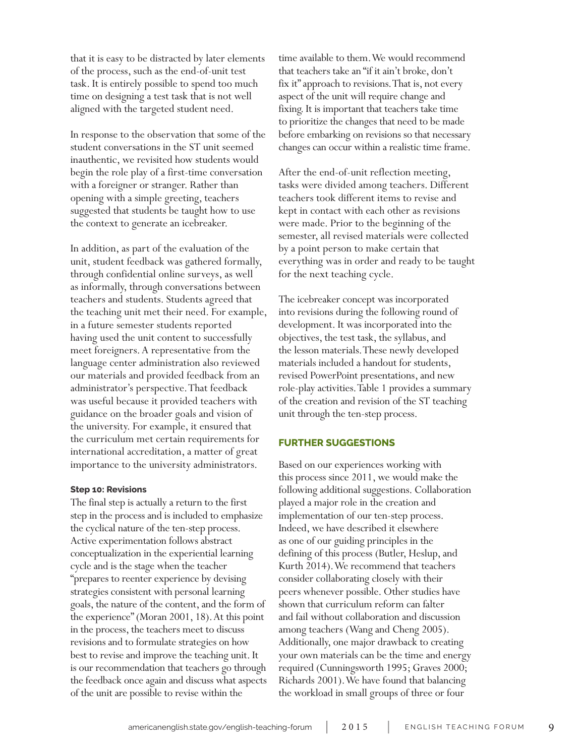that it is easy to be distracted by later elements of the process, such as the end-of-unit test task. It is entirely possible to spend too much time on designing a test task that is not well aligned with the targeted student need.

In response to the observation that some of the student conversations in the ST unit seemed inauthentic, we revisited how students would begin the role play of a first-time conversation with a foreigner or stranger. Rather than opening with a simple greeting, teachers suggested that students be taught how to use the context to generate an icebreaker.

In addition, as part of the evaluation of the unit, student feedback was gathered formally, through confidential online surveys, as well as informally, through conversations between teachers and students. Students agreed that the teaching unit met their need. For example, in a future semester students reported having used the unit content to successfully meet foreigners. A representative from the language center administration also reviewed our materials and provided feedback from an administrator's perspective. That feedback was useful because it provided teachers with guidance on the broader goals and vision of the university. For example, it ensured that the curriculum met certain requirements for international accreditation, a matter of great importance to the university administrators.

#### Step 10: Revisions

The final step is actually a return to the first step in the process and is included to emphasize the cyclical nature of the ten-step process. Active experimentation follows abstract conceptualization in the experiential learning cycle and is the stage when the teacher "prepares to reenter experience by devising strategies consistent with personal learning goals, the nature of the content, and the form of the experience" (Moran 2001, 18). At this point in the process, the teachers meet to discuss revisions and to formulate strategies on how best to revise and improve the teaching unit. It is our recommendation that teachers go through the feedback once again and discuss what aspects of the unit are possible to revise within the time available to them. We would recommend that teachers take an "if it ain't broke, don't fix it" approach to revisions. That is, not every aspect of the unit will require change and fixing. It is important that teachers take time to prioritize the changes that need to be made before embarking on revisions so that necessary changes can occur within a realistic time frame.

After the end-of-unit reflection meeting, tasks were divided among teachers. Different teachers took different items to revise and kept in contact with each other as revisions were made. Prior to the beginning of the semester, all revised materials were collected by a point person to make certain that everything was in order and ready to be taught for the next teaching cycle.

The icebreaker concept was incorporated into revisions during the following round of development. It was incorporated into the objectives, the test task, the syllabus, and the lesson materials. These newly developed materials included a handout for students, revised PowerPoint presentations, and new role-play activities. Table 1 provides a summary of the creation and revision of the ST teaching unit through the ten-step process.

## FURTHER SUGGESTIONS

Based on our experiences working with this process since 2011, we would make the following additional suggestions. Collaboration played a major role in the creation and implementation of our ten-step process. Indeed, we have described it elsewhere as one of our guiding principles in the defining of this process (Butler, Heslup, and Kurth 2014). We recommend that teachers consider collaborating closely with their peers whenever possible. Other studies have shown that curriculum reform can falter and fail without collaboration and discussion among teachers (Wang and Cheng 2005). Additionally, one major drawback to creating your own materials can be the time and energy required (Cunningsworth 1995; Graves 2000; Richards 2001). We have found that balancing the workload in small groups of three or four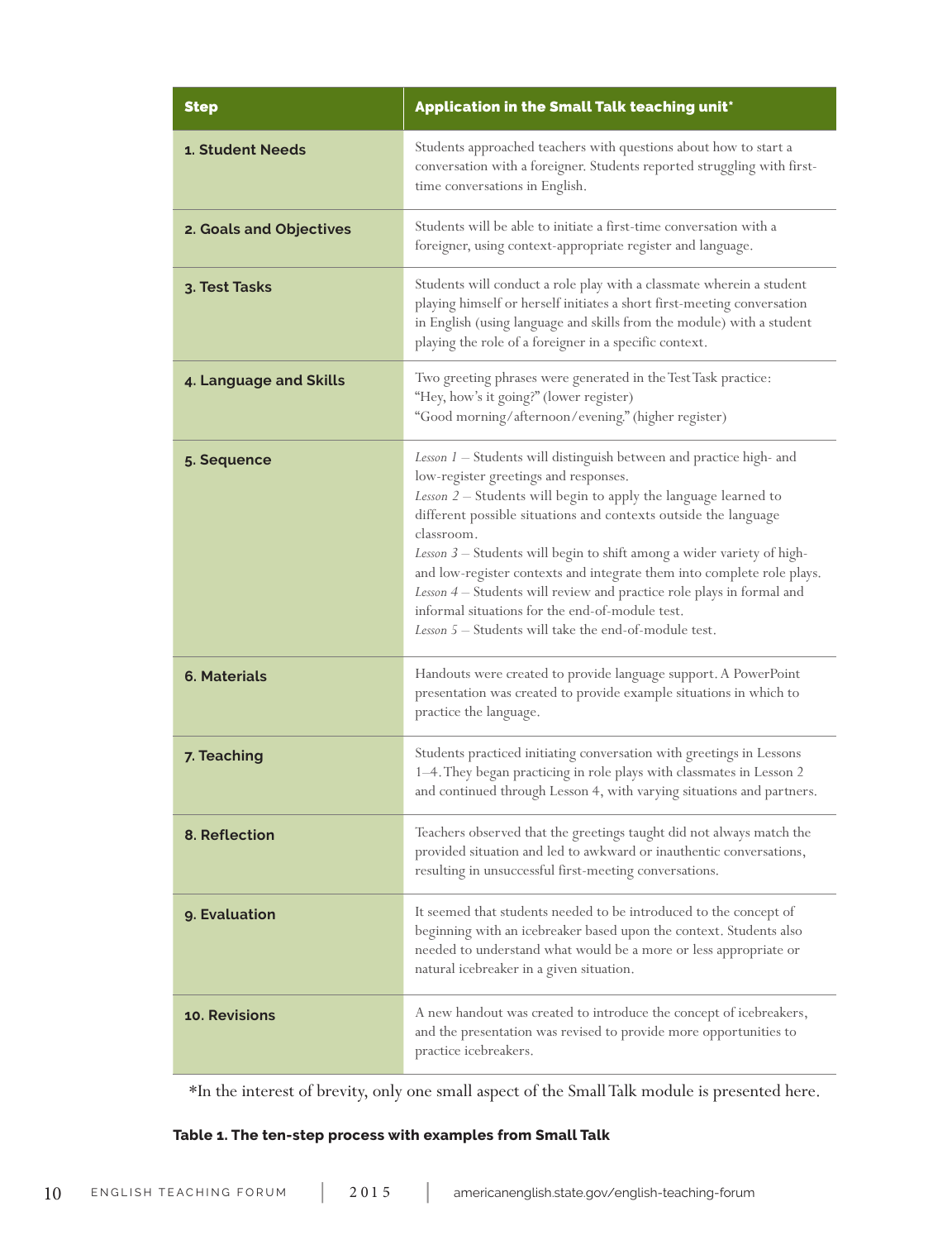| Step | Application in the Small Talk teaching unit* |
| --- | --- |
| **1. Student Needs** | Students approached teachers with questions about how to start a conversation with a foreigner. Students reported struggling with first-time conversations in English. |
| **2. Goals and Objectives** | Students will be able to initiate a first-time conversation with a foreigner, using context-appropriate register and language. |
| **3. Test Tasks** | Students will conduct a role play with a classmate wherein a student playing himself or herself initiates a short first-meeting conversation in English (using language and skills from the module) with a student playing the role of a foreigner in a specific context. |
| **4. Language and Skills** | Two greeting phrases were generated in the Test Task practice:<br>"Hey, how's it going?" (lower register)<br>"Good morning/afternoon/evening." (higher register) |
| **5. Sequence** | *Lesson 1* – Students will distinguish between and practice high- and low-register greetings and responses.<br>*Lesson 2* – Students will begin to apply the language learned to different possible situations and contexts outside the language classroom.<br>*Lesson 3* – Students will begin to shift among a wider variety of high- and low-register contexts and integrate them into complete role plays.<br>*Lesson 4* – Students will review and practice role plays in formal and informal situations for the end-of-module test.<br>*Lesson 5* – Students will take the end-of-module test. |
| **6. Materials** | Handouts were created to provide language support. A PowerPoint presentation was created to provide example situations in which to practice the language. |
| **7. Teaching** | Students practiced initiating conversation with greetings in Lessons 1–4. They began practicing in role plays with classmates in Lesson 2 and continued through Lesson 4, with varying situations and partners. |
| **8. Reflection** | Teachers observed that the greetings taught did not always match the provided situation and led to awkward or inauthentic conversations, resulting in unsuccessful first-meeting conversations. |
| **9. Evaluation** | It seemed that students needed to be introduced to the concept of beginning with an icebreaker based upon the context. Students also needed to understand what would be a more or less appropriate or natural icebreaker in a given situation. |
| **10. Revisions** | A new handout was created to introduce the concept of icebreakers, and the presentation was revised to provide more opportunities to practice icebreakers. |

*In the interest of brevity, only one small aspect of the Small Talk module is presented here.

**Table 1. The ten-step process with examples from Small Talk**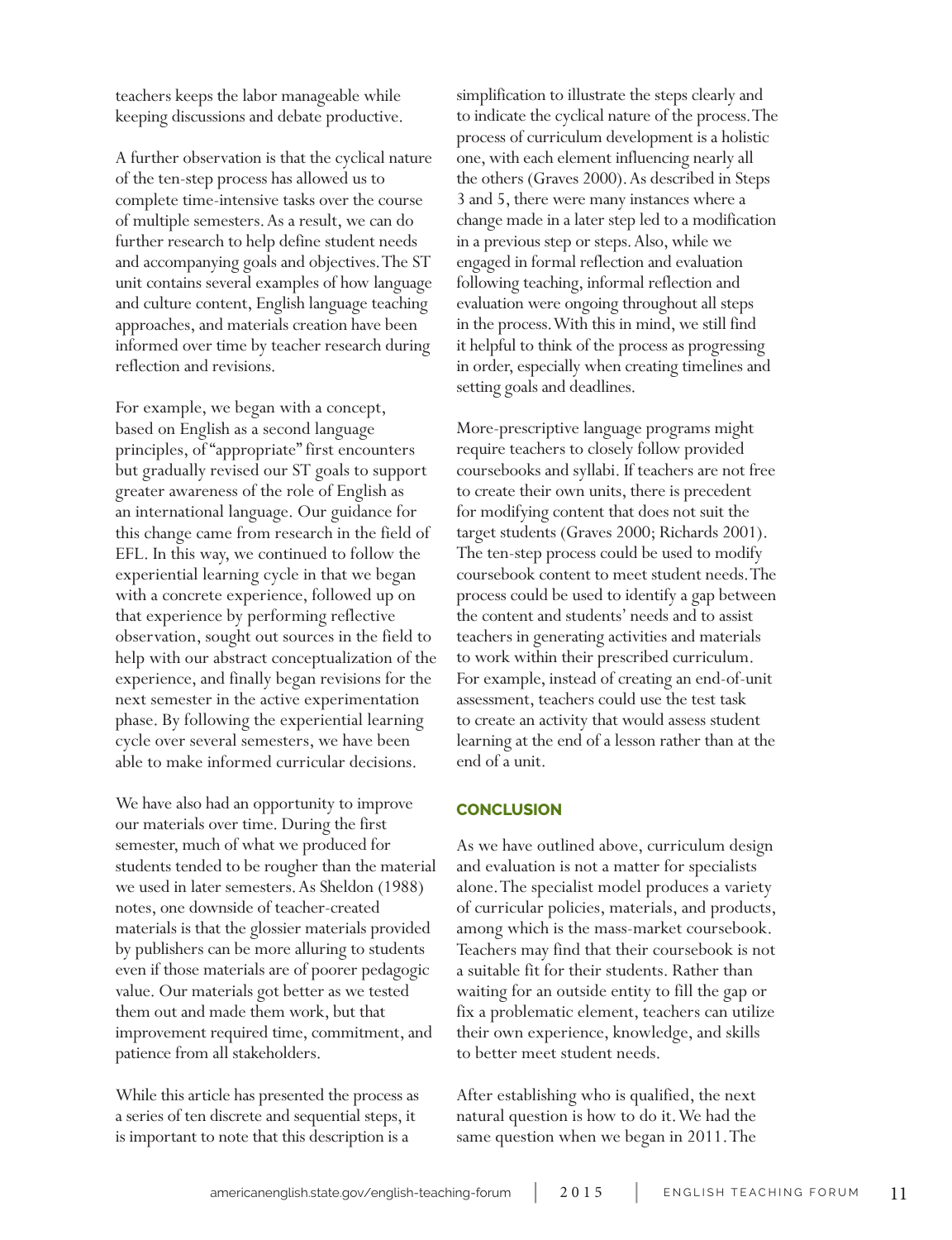teachers keeps the labor manageable while keeping discussions and debate productive.

A further observation is that the cyclical nature of the ten-step process has allowed us to complete time-intensive tasks over the course of multiple semesters. As a result, we can do further research to help define student needs and accompanying goals and objectives. The ST unit contains several examples of how language and culture content, English language teaching approaches, and materials creation have been informed over time by teacher research during reflection and revisions.

For example, we began with a concept, based on English as a second language principles, of "appropriate" first encounters but gradually revised our ST goals to support greater awareness of the role of English as an international language. Our guidance for this change came from research in the field of EFL. In this way, we continued to follow the experiential learning cycle in that we began with a concrete experience, followed up on that experience by performing reflective observation, sought out sources in the field to help with our abstract conceptualization of the experience, and finally began revisions for the next semester in the active experimentation phase. By following the experiential learning cycle over several semesters, we have been able to make informed curricular decisions.

We have also had an opportunity to improve our materials over time. During the first semester, much of what we produced for students tended to be rougher than the material we used in later semesters. As Sheldon (1988) notes, one downside of teacher-created materials is that the glossier materials provided by publishers can be more alluring to students even if those materials are of poorer pedagogic value. Our materials got better as we tested them out and made them work, but that improvement required time, commitment, and patience from all stakeholders.

While this article has presented the process as a series of ten discrete and sequential steps, it is important to note that this description is a simplification to illustrate the steps clearly and to indicate the cyclical nature of the process. The process of curriculum development is a holistic one, with each element influencing nearly all the others (Graves 2000). As described in Steps 3 and 5, there were many instances where a change made in a later step led to a modification in a previous step or steps. Also, while we engaged in formal reflection and evaluation following teaching, informal reflection and evaluation were ongoing throughout all steps in the process. With this in mind, we still find it helpful to think of the process as progressing in order, especially when creating timelines and setting goals and deadlines.

More-prescriptive language programs might require teachers to closely follow provided coursebooks and syllabi. If teachers are not free to create their own units, there is precedent for modifying content that does not suit the target students (Graves 2000; Richards 2001). The ten-step process could be used to modify coursebook content to meet student needs. The process could be used to identify a gap between the content and students' needs and to assist teachers in generating activities and materials to work within their prescribed curriculum. For example, instead of creating an end-of-unit assessment, teachers could use the test task to create an activity that would assess student learning at the end of a lesson rather than at the end of a unit.

## CONCLUSION

As we have outlined above, curriculum design and evaluation is not a matter for specialists alone. The specialist model produces a variety of curricular policies, materials, and products, among which is the mass-market coursebook. Teachers may find that their coursebook is not a suitable fit for their students. Rather than waiting for an outside entity to fill the gap or fix a problematic element, teachers can utilize their own experience, knowledge, and skills to better meet student needs.

After establishing who is qualified, the next natural question is how to do it. We had the same question when we began in 2011. The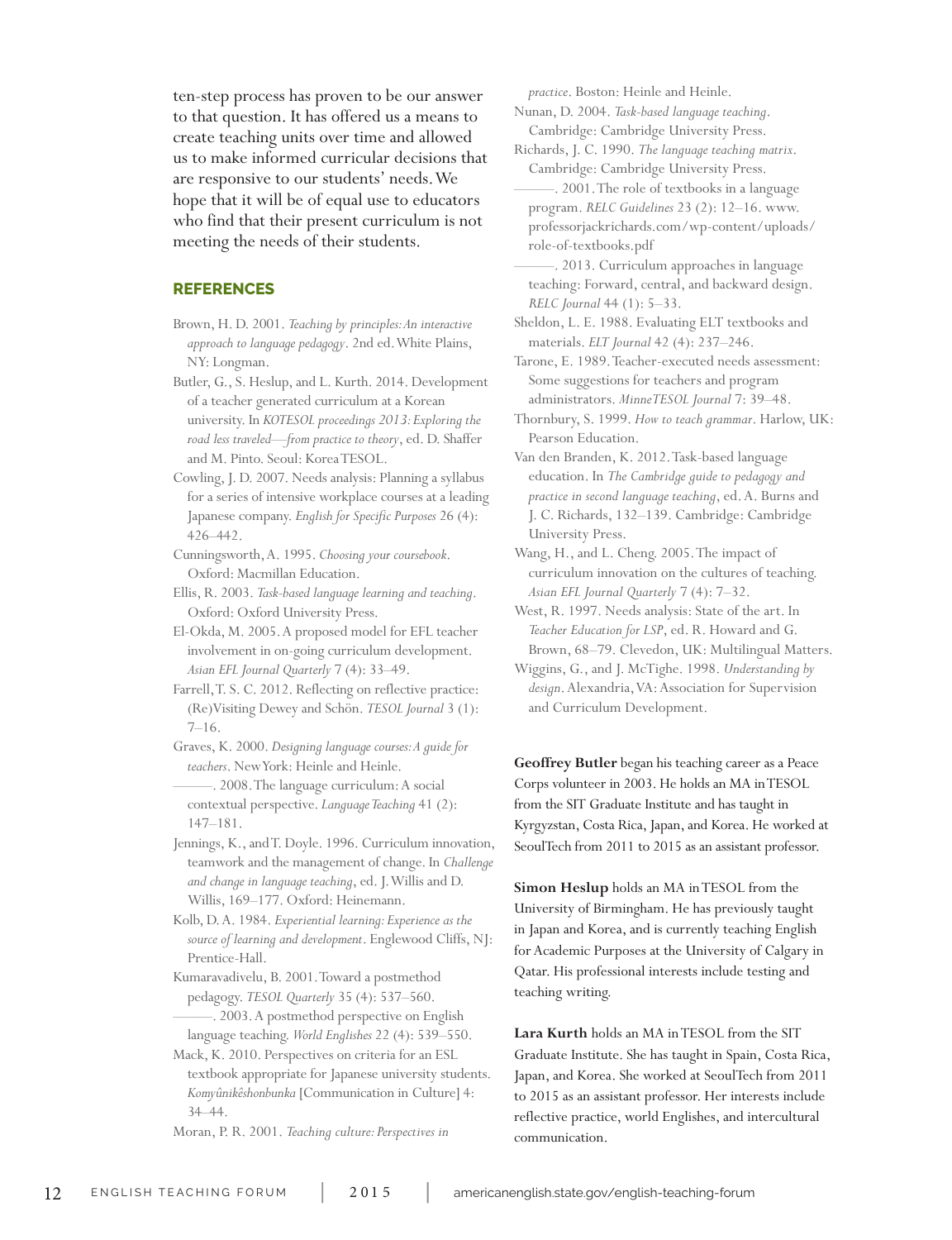ten-step process has proven to be our answer to that question. It has offered us a means to create teaching units over time and allowed us to make informed curricular decisions that are responsive to our students' needs. We hope that it will be of equal use to educators who find that their present curriculum is not meeting the needs of their students.

## REFERENCES

Brown, H. D. 2001. *Teaching by principles: An interactive approach to language pedagogy*. 2nd ed. White Plains, NY: Longman.

Butler, G., S. Heslup, and L. Kurth. 2014. Development of a teacher generated curriculum at a Korean university. In *KOTESOL proceedings 2013: Exploring the road less traveled—from practice to theory*, ed. D. Shaffer and M. Pinto. Seoul: Korea TESOL.

Cowling, J. D. 2007. Needs analysis: Planning a syllabus for a series of intensive workplace courses at a leading Japanese company. *English for Specific Purposes* 26 (4): 426–442.

Cunningsworth, A. 1995. *Choosing your coursebook*. Oxford: Macmillan Education.

Ellis, R. 2003. *Task-based language learning and teaching*. Oxford: Oxford University Press.

El-Okda, M. 2005. A proposed model for EFL teacher involvement in on-going curriculum development. *Asian EFL Journal Quarterly* 7 (4): 33–49.

Farrell, T. S. C. 2012. Reflecting on reflective practice: (Re)Visiting Dewey and Schön. *TESOL Journal* 3 (1): 7–16.

Graves, K. 2000. *Designing language courses: A guide for teachers*. New York: Heinle and Heinle.

———. 2008. The language curriculum: A social contextual perspective. *Language Teaching* 41 (2): 147–181.

Jennings, K., and T. Doyle. 1996. Curriculum innovation, teamwork and the management of change. In *Challenge and change in language teaching*, ed. J. Willis and D. Willis, 169–177. Oxford: Heinemann.

Kolb, D. A. 1984. *Experiential learning: Experience as the source of learning and development*. Englewood Cliffs, NJ: Prentice-Hall.

Kumaravadivelu, B. 2001. Toward a postmethod pedagogy. *TESOL Quarterly* 35 (4): 537–560.

———. 2003. A postmethod perspective on English language teaching. *World Englishes* 22 (4): 539–550.

Mack, K. 2010. Perspectives on criteria for an ESL textbook appropriate for Japanese university students. *Komyûnikêshonbunka* [Communication in Culture] 4: 34–44.

Moran, P. R. 2001. *Teaching culture: Perspectives in practice*. Boston: Heinle and Heinle.

Nunan, D. 2004. *Task-based language teaching*. Cambridge: Cambridge University Press.

Richards, J. C. 1990. *The language teaching matrix*. Cambridge: Cambridge University Press.

———. 2001. The role of textbooks in a language program. *RELC Guidelines* 23 (2): 12–16. www.professorjackrichards.com/wp-content/uploads/role-of-textbooks.pdf

———. 2013. Curriculum approaches in language teaching: Forward, central, and backward design. *RELC Journal* 44 (1): 5–33.

Sheldon, L. E. 1988. Evaluating ELT textbooks and materials. *ELT Journal* 42 (4): 237–246.

Tarone, E. 1989. Teacher-executed needs assessment: Some suggestions for teachers and program administrators. *MinneTESOL Journal* 7: 39–48.

Thornbury, S. 1999. *How to teach grammar*. Harlow, UK: Pearson Education.

Van den Branden, K. 2012. Task-based language education. In *The Cambridge guide to pedagogy and practice in second language teaching*, ed. A. Burns and J. C. Richards, 132–139. Cambridge: Cambridge University Press.

Wang, H., and L. Cheng. 2005. The impact of curriculum innovation on the cultures of teaching. *Asian EFL Journal Quarterly* 7 (4): 7–32.

West, R. 1997. Needs analysis: State of the art. In *Teacher Education for LSP*, ed. R. Howard and G. Brown, 68–79. Clevedon, UK: Multilingual Matters.

Wiggins, G., and J. McTighe. 1998. *Understanding by design*. Alexandria, VA: Association for Supervision and Curriculum Development.

**Geoffrey Butler** began his teaching career as a Peace Corps volunteer in 2003. He holds an MA in TESOL from the SIT Graduate Institute and has taught in Kyrgyzstan, Costa Rica, Japan, and Korea. He worked at SeoulTech from 2011 to 2015 as an assistant professor.

**Simon Heslup** holds an MA in TESOL from the University of Birmingham. He has previously taught in Japan and Korea, and is currently teaching English for Academic Purposes at the University of Calgary in Qatar. His professional interests include testing and teaching writing.

**Lara Kurth** holds an MA in TESOL from the SIT Graduate Institute. She has taught in Spain, Costa Rica, Japan, and Korea. She worked at SeoulTech from 2011 to 2015 as an assistant professor. Her interests include reflective practice, world Englishes, and intercultural communication.